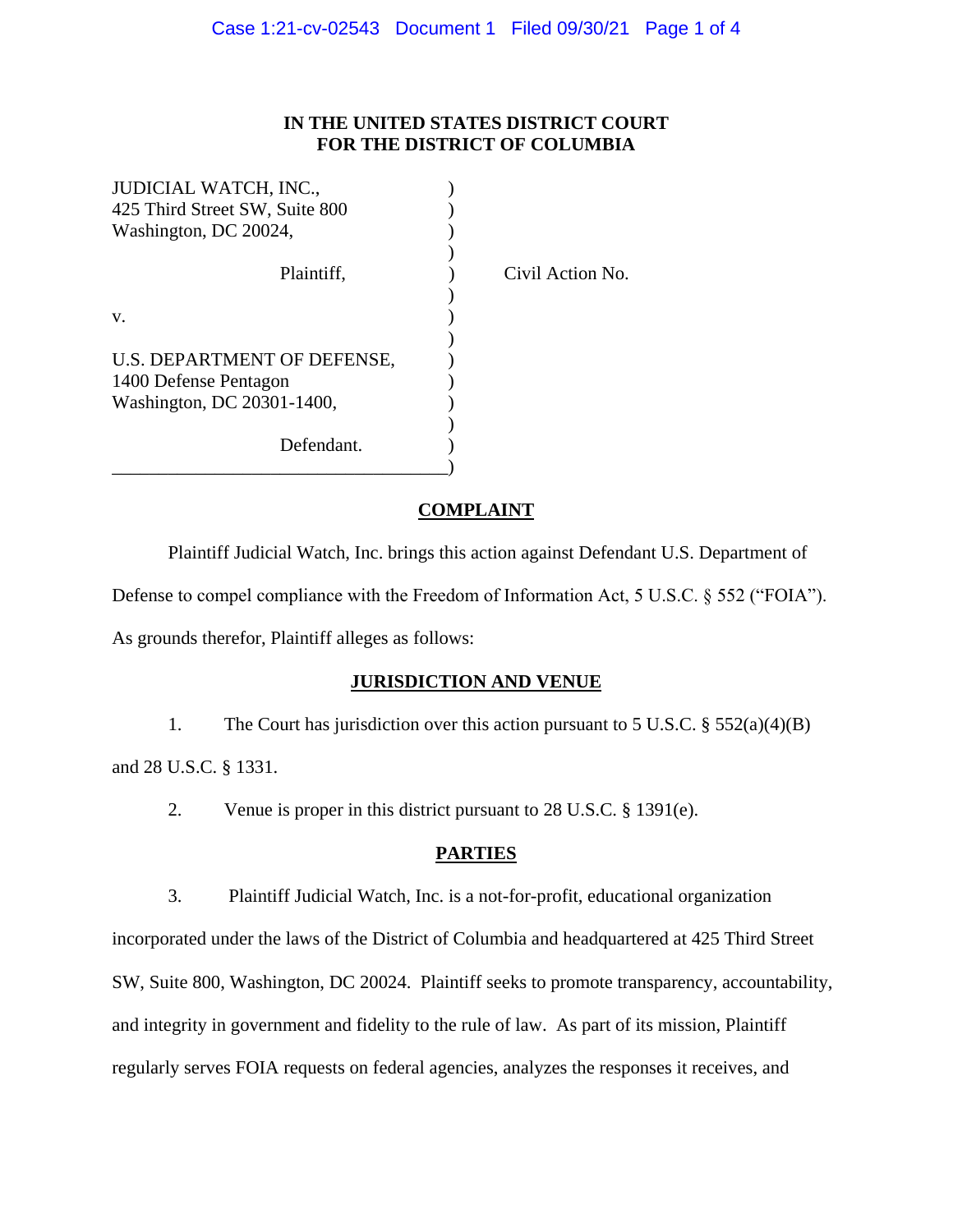**IN THE UNITED STATES DISTRICT COURT**
**FOR THE DISTRICT OF COLUMBIA**

| | | |
|---|---|---|
| JUDICIAL WATCH, INC.,<br>425 Third Street SW, Suite 800<br>Washington, DC 20024, | ) | |
| Plaintiff, | ) | Civil Action No. |
| v. | ) | |
| U.S. DEPARTMENT OF DEFENSE,<br>1400 Defense Pentagon<br>Washington, DC 20301-1400, | ) | |
| Defendant. | ) | |

## COMPLAINT

Plaintiff Judicial Watch, Inc. brings this action against Defendant U.S. Department of Defense to compel compliance with the Freedom of Information Act, 5 U.S.C. § 552 ("FOIA"). As grounds therefor, Plaintiff alleges as follows:

## JURISDICTION AND VENUE

1. The Court has jurisdiction over this action pursuant to 5 U.S.C. § 552(a)(4)(B) and 28 U.S.C. § 1331.

2. Venue is proper in this district pursuant to 28 U.S.C. § 1391(e).

## PARTIES

3. Plaintiff Judicial Watch, Inc. is a not-for-profit, educational organization incorporated under the laws of the District of Columbia and headquartered at 425 Third Street SW, Suite 800, Washington, DC 20024. Plaintiff seeks to promote transparency, accountability, and integrity in government and fidelity to the rule of law. As part of its mission, Plaintiff regularly serves FOIA requests on federal agencies, analyzes the responses it receives, and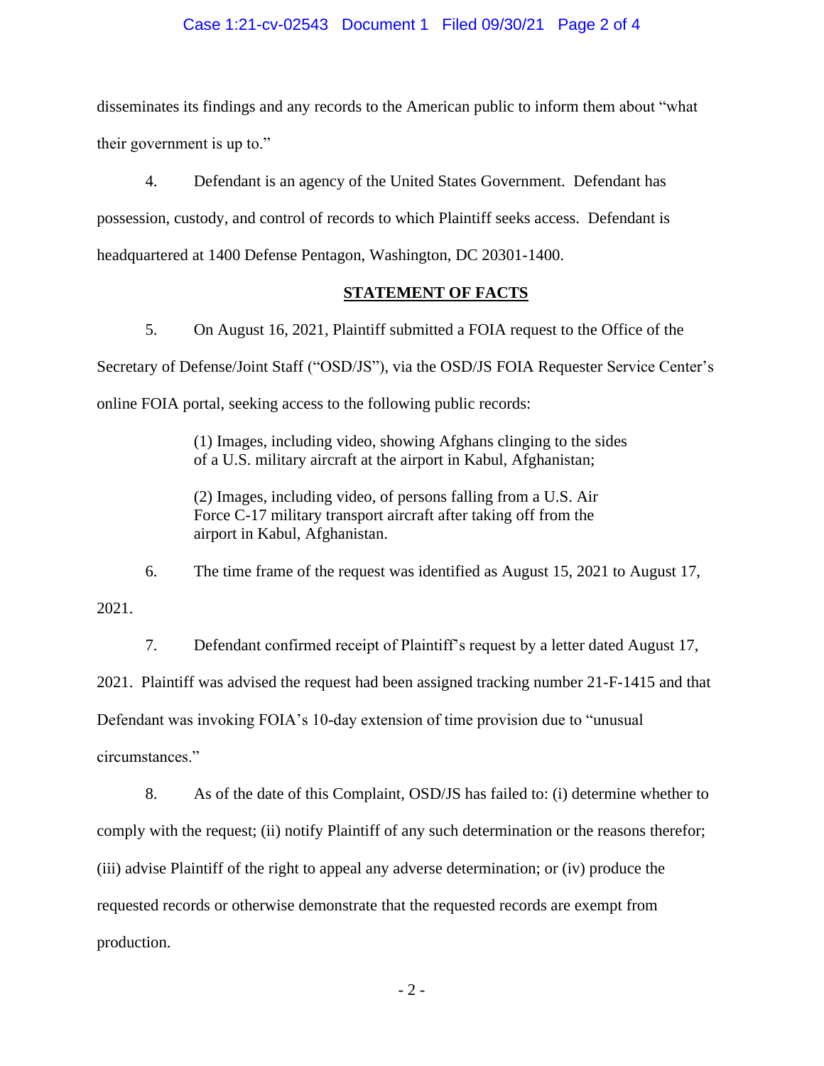disseminates its findings and any records to the American public to inform them about "what their government is up to."

4. Defendant is an agency of the United States Government. Defendant has possession, custody, and control of records to which Plaintiff seeks access. Defendant is headquartered at 1400 Defense Pentagon, Washington, DC 20301-1400.

## STATEMENT OF FACTS

5. On August 16, 2021, Plaintiff submitted a FOIA request to the Office of the Secretary of Defense/Joint Staff ("OSD/JS"), via the OSD/JS FOIA Requester Service Center's online FOIA portal, seeking access to the following public records:

> (1) Images, including video, showing Afghans clinging to the sides of a U.S. military aircraft at the airport in Kabul, Afghanistan;
>
> (2) Images, including video, of persons falling from a U.S. Air Force C-17 military transport aircraft after taking off from the airport in Kabul, Afghanistan.

6. The time frame of the request was identified as August 15, 2021 to August 17, 2021.

7. Defendant confirmed receipt of Plaintiff's request by a letter dated August 17, 2021. Plaintiff was advised the request had been assigned tracking number 21-F-1415 and that Defendant was invoking FOIA's 10-day extension of time provision due to "unusual circumstances."

8. As of the date of this Complaint, OSD/JS has failed to: (i) determine whether to comply with the request; (ii) notify Plaintiff of any such determination or the reasons therefor; (iii) advise Plaintiff of the right to appeal any adverse determination; or (iv) produce the requested records or otherwise demonstrate that the requested records are exempt from production.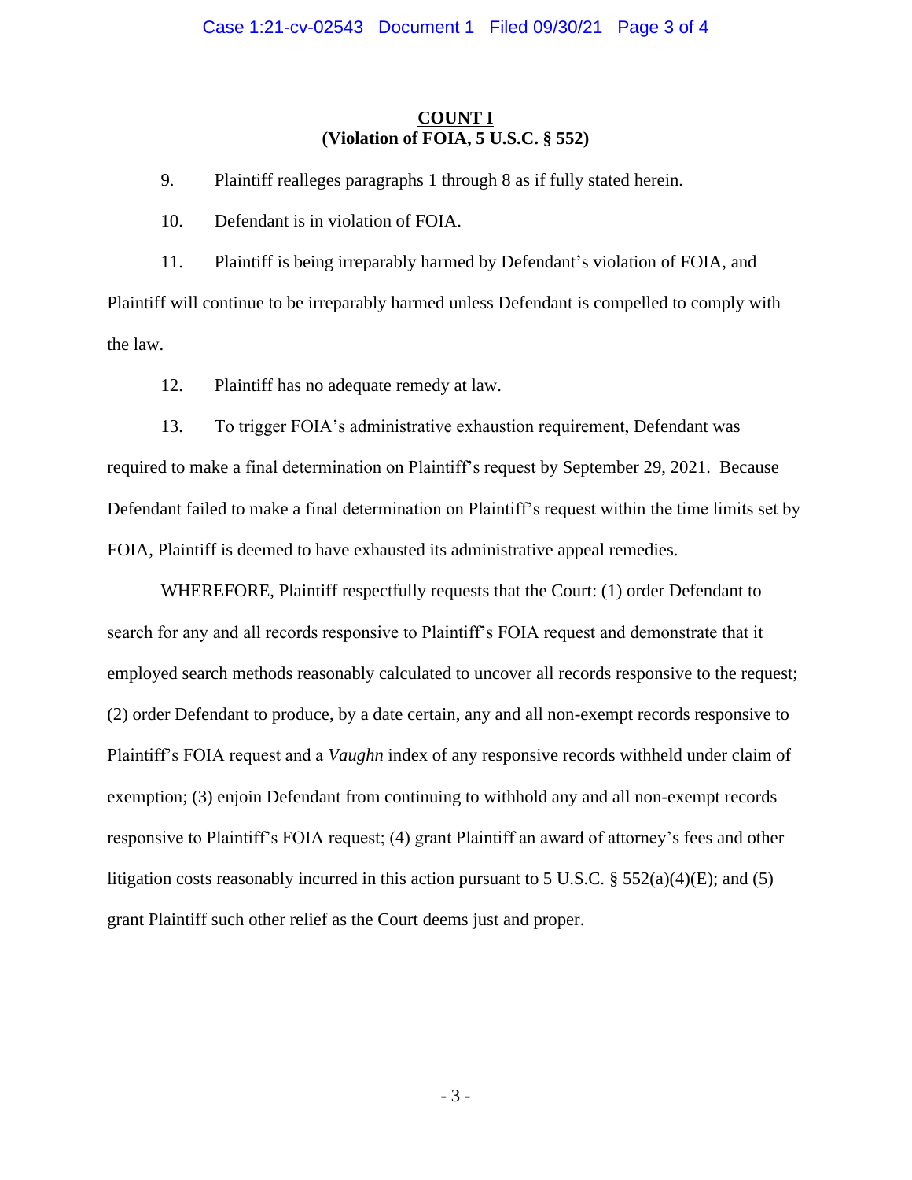## COUNT I
## (Violation of FOIA, 5 U.S.C. § 552)

9. Plaintiff realleges paragraphs 1 through 8 as if fully stated herein.

10. Defendant is in violation of FOIA.

11. Plaintiff is being irreparably harmed by Defendant's violation of FOIA, and Plaintiff will continue to be irreparably harmed unless Defendant is compelled to comply with the law.

12. Plaintiff has no adequate remedy at law.

13. To trigger FOIA's administrative exhaustion requirement, Defendant was required to make a final determination on Plaintiff's request by September 29, 2021. Because Defendant failed to make a final determination on Plaintiff's request within the time limits set by FOIA, Plaintiff is deemed to have exhausted its administrative appeal remedies.

WHEREFORE, Plaintiff respectfully requests that the Court: (1) order Defendant to search for any and all records responsive to Plaintiff's FOIA request and demonstrate that it employed search methods reasonably calculated to uncover all records responsive to the request; (2) order Defendant to produce, by a date certain, any and all non-exempt records responsive to Plaintiff's FOIA request and a *Vaughn* index of any responsive records withheld under claim of exemption; (3) enjoin Defendant from continuing to withhold any and all non-exempt records responsive to Plaintiff's FOIA request; (4) grant Plaintiff an award of attorney's fees and other litigation costs reasonably incurred in this action pursuant to 5 U.S.C. § 552(a)(4)(E); and (5) grant Plaintiff such other relief as the Court deems just and proper.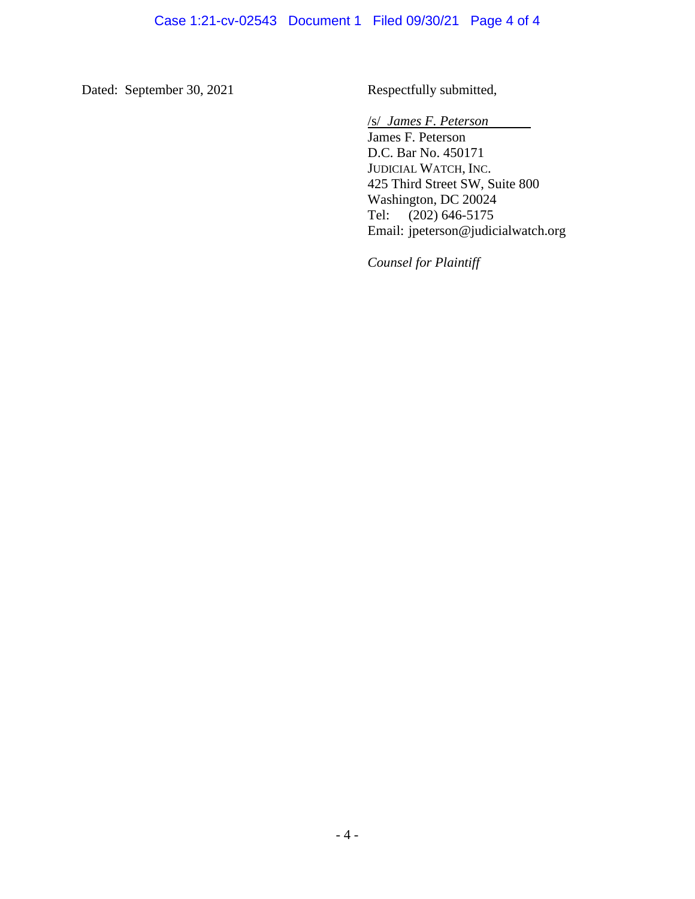Dated: September 30, 2021

Respectfully submitted,

/s/ *James F. Peterson*
James F. Peterson
D.C. Bar No. 450171
JUDICIAL WATCH, INC.
425 Third Street SW, Suite 800
Washington, DC 20024
Tel: (202) 646-5175
Email: jpeterson@judicialwatch.org

*Counsel for Plaintiff*